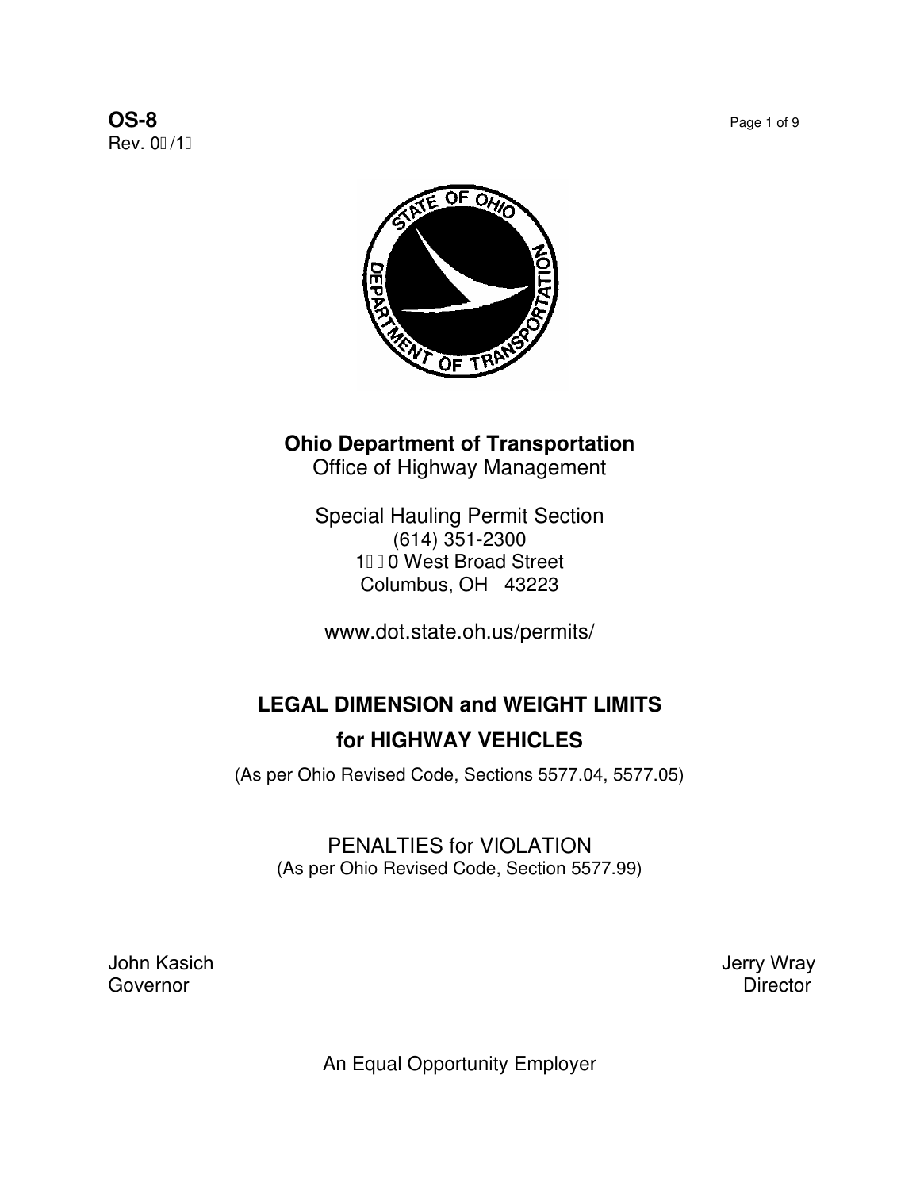**OS-8**
Rev. 0�/1�

# Ohio Department of Transportation

Office of Highway Management

Special Hauling Permit Section
(614) 351-2300
1�� 0 West Broad Street
Columbus, OH 43223

www.dot.state.oh.us/permits/

## LEGAL DIMENSION and WEIGHT LIMITS
## for HIGHWAY VEHICLES

(As per Ohio Revised Code, Sections 5577.04, 5577.05)

PENALTIES for VIOLATION
(As per Ohio Revised Code, Section 5577.99)

John Kasich
Governor

Jerry Wray
Director

An Equal Opportunity Employer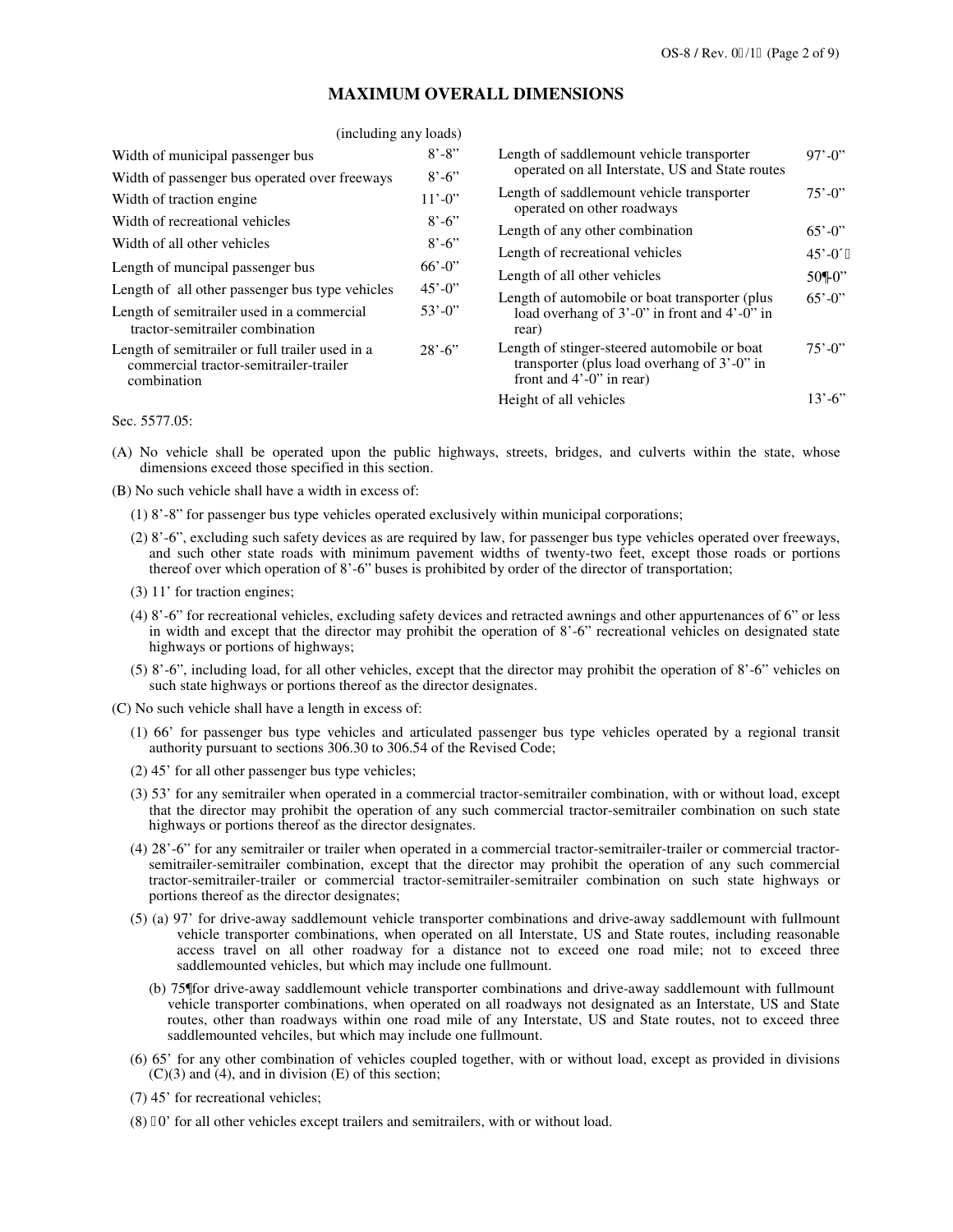## MAXIMUM OVERALL DIMENSIONS

(including any loads)

| | |
|---|---|
| Width of municipal passenger bus | 8'-8" |
| Width of passenger bus operated over freeways | 8'-6" |
| Width of traction engine | 11'-0" |
| Width of recreational vehicles | 8'-6" |
| Width of all other vehicles | 8'-6" |
| Length of muncipal passenger bus | 66'-0" |
| Length of all other passenger bus type vehicles | 45'-0" |
| Length of semitrailer used in a commercial tractor-semitrailer combination | 53'-0" |
| Length of semitrailer or full trailer used in a commercial tractor-semitrailer-trailer combination | 28'-6" |
| Length of saddlemount vehicle transporter operated on all Interstate, US and State routes | 97'-0" |
| Length of saddlemount vehicle transporter operated on other roadways | 75'-0" |
| Length of any other combination | 65'-0" |
| Length of recreational vehicles | 45'-0" |
| Length of all other vehicles | 50'-0" |
| Length of automobile or boat transporter (plus load overhang of 3'-0" in front and 4'-0" in rear) | 65'-0" |
| Length of stinger-steered automobile or boat transporter (plus load overhang of 3'-0" in front and 4'-0" in rear) | 75'-0" |
| Height of all vehicles | 13'-6" |

Sec. 5577.05:

(A) No vehicle shall be operated upon the public highways, streets, bridges, and culverts within the state, whose dimensions exceed those specified in this section.

(B) No such vehicle shall have a width in excess of:

(1) 8'-8" for passenger bus type vehicles operated exclusively within municipal corporations;

(2) 8'-6", excluding such safety devices as are required by law, for passenger bus type vehicles operated over freeways, and such other state roads with minimum pavement widths of twenty-two feet, except those roads or portions thereof over which operation of 8'-6" buses is prohibited by order of the director of transportation;

(3) 11' for traction engines;

(4) 8'-6" for recreational vehicles, excluding safety devices and retracted awnings and other appurtenances of 6" or less in width and except that the director may prohibit the operation of 8'-6" recreational vehicles on designated state highways or portions of highways;

(5) 8'-6", including load, for all other vehicles, except that the director may prohibit the operation of 8'-6" vehicles on such state highways or portions thereof as the director designates.

(C) No such vehicle shall have a length in excess of:

(1) 66' for passenger bus type vehicles and articulated passenger bus type vehicles operated by a regional transit authority pursuant to sections 306.30 to 306.54 of the Revised Code;

(2) 45' for all other passenger bus type vehicles;

(3) 53' for any semitrailer when operated in a commercial tractor-semitrailer combination, with or without load, except that the director may prohibit the operation of any such commercial tractor-semitrailer combination on such state highways or portions thereof as the director designates.

(4) 28'-6" for any semitrailer or trailer when operated in a commercial tractor-semitrailer-trailer or commercial tractor-semitrailer-semitrailer combination, except that the director may prohibit the operation of any such commercial tractor-semitrailer-trailer or commercial tractor-semitrailer-semitrailer combination on such state highways or portions thereof as the director designates;

(5) (a) 97' for drive-away saddlemount vehicle transporter combinations and drive-away saddlemount with fullmount vehicle transporter combinations, when operated on all Interstate, US and State routes, including reasonable access travel on all other roadway for a distance not to exceed one road mile; not to exceed three saddlemounted vehicles, but which may include one fullmount.

(b) 75' for drive-away saddlemount vehicle transporter combinations and drive-away saddlemount with fullmount vehicle transporter combinations, when operated on all roadways not designated as an Interstate, US and State routes, other than roadways within one road mile of any Interstate, US and State routes, not to exceed three saddlemounted vehciles, but which may include one fullmount.

(6) 65' for any other combination of vehicles coupled together, with or without load, except as provided in divisions (C)(3) and (4), and in division (E) of this section;

(7) 45' for recreational vehicles;

(8) 50' for all other vehicles except trailers and semitrailers, with or without load.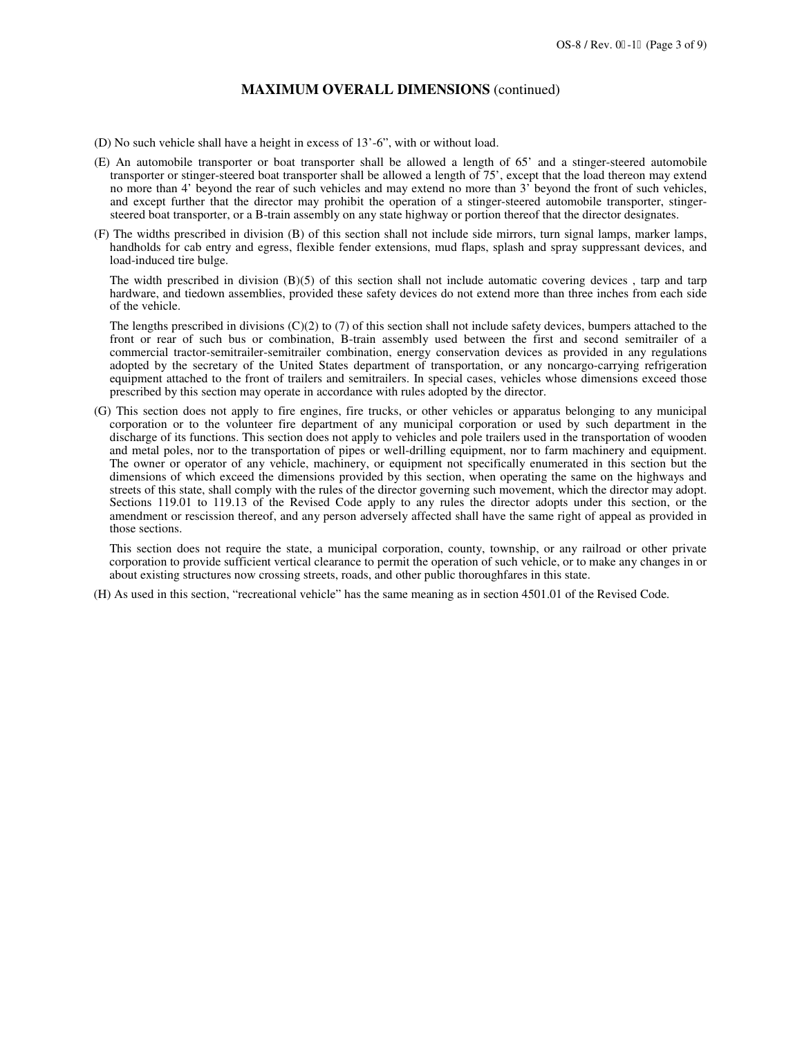## MAXIMUM OVERALL DIMENSIONS (continued)

(D) No such vehicle shall have a height in excess of 13'-6", with or without load.

(E) An automobile transporter or boat transporter shall be allowed a length of 65' and a stinger-steered automobile transporter or stinger-steered boat transporter shall be allowed a length of 75', except that the load thereon may extend no more than 4' beyond the rear of such vehicles and may extend no more than 3' beyond the front of such vehicles, and except further that the director may prohibit the operation of a stinger-steered automobile transporter, stinger-steered boat transporter, or a B-train assembly on any state highway or portion thereof that the director designates.

(F) The widths prescribed in division (B) of this section shall not include side mirrors, turn signal lamps, marker lamps, handholds for cab entry and egress, flexible fender extensions, mud flaps, splash and spray suppressant devices, and load-induced tire bulge.

The width prescribed in division (B)(5) of this section shall not include automatic covering devices , tarp and tarp hardware, and tiedown assemblies, provided these safety devices do not extend more than three inches from each side of the vehicle.

The lengths prescribed in divisions (C)(2) to (7) of this section shall not include safety devices, bumpers attached to the front or rear of such bus or combination, B-train assembly used between the first and second semitrailer of a commercial tractor-semitrailer-semitrailer combination, energy conservation devices as provided in any regulations adopted by the secretary of the United States department of transportation, or any noncargo-carrying refrigeration equipment attached to the front of trailers and semitrailers. In special cases, vehicles whose dimensions exceed those prescribed by this section may operate in accordance with rules adopted by the director.

(G) This section does not apply to fire engines, fire trucks, or other vehicles or apparatus belonging to any municipal corporation or to the volunteer fire department of any municipal corporation or used by such department in the discharge of its functions. This section does not apply to vehicles and pole trailers used in the transportation of wooden and metal poles, nor to the transportation of pipes or well-drilling equipment, nor to farm machinery and equipment. The owner or operator of any vehicle, machinery, or equipment not specifically enumerated in this section but the dimensions of which exceed the dimensions provided by this section, when operating the same on the highways and streets of this state, shall comply with the rules of the director governing such movement, which the director may adopt. Sections 119.01 to 119.13 of the Revised Code apply to any rules the director adopts under this section, or the amendment or rescission thereof, and any person adversely affected shall have the same right of appeal as provided in those sections.

This section does not require the state, a municipal corporation, county, township, or any railroad or other private corporation to provide sufficient vertical clearance to permit the operation of such vehicle, or to make any changes in or about existing structures now crossing streets, roads, and other public thoroughfares in this state.

(H) As used in this section, "recreational vehicle" has the same meaning as in section 4501.01 of the Revised Code.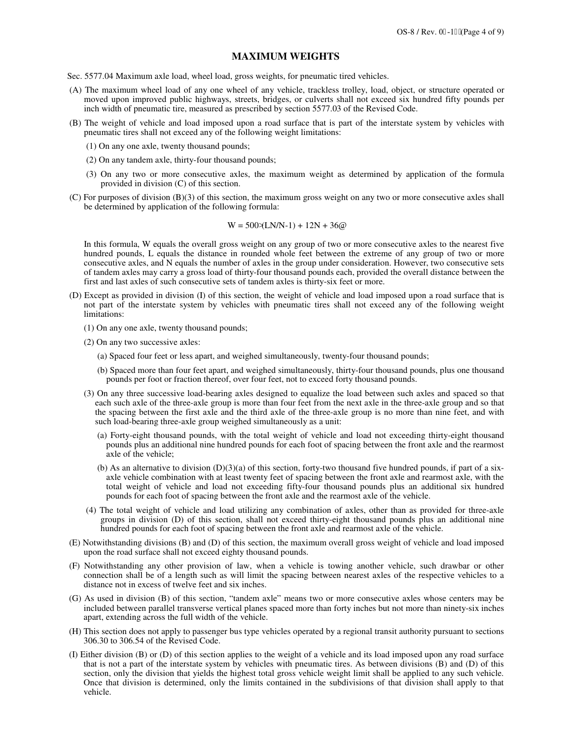# MAXIMUM WEIGHTS

Sec. 5577.04 Maximum axle load, wheel load, gross weights, for pneumatic tired vehicles.

(A) The maximum wheel load of any one wheel of any vehicle, trackless trolley, load, object, or structure operated or moved upon improved public highways, streets, bridges, or culverts shall not exceed six hundred fifty pounds per inch width of pneumatic tire, measured as prescribed by section 5577.03 of the Revised Code.

(B) The weight of vehicle and load imposed upon a road surface that is part of the interstate system by vehicles with pneumatic tires shall not exceed any of the following weight limitations:

(1) On any one axle, twenty thousand pounds;

(2) On any tandem axle, thirty-four thousand pounds;

(3) On any two or more consecutive axles, the maximum weight as determined by application of the formula provided in division (C) of this section.

(C) For purposes of division (B)(3) of this section, the maximum gross weight on any two or more consecutive axles shall be determined by application of the following formula:

$$W = 500 \left( \frac{LN}{N-1} + 12N + 36 \right)$$

In this formula, W equals the overall gross weight on any group of two or more consecutive axles to the nearest five hundred pounds, L equals the distance in rounded whole feet between the extreme of any group of two or more consecutive axles, and N equals the number of axles in the group under consideration. However, two consecutive sets of tandem axles may carry a gross load of thirty-four thousand pounds each, provided the overall distance between the first and last axles of such consecutive sets of tandem axles is thirty-six feet or more.

(D) Except as provided in division (I) of this section, the weight of vehicle and load imposed upon a road surface that is not part of the interstate system by vehicles with pneumatic tires shall not exceed any of the following weight limitations:

(1) On any one axle, twenty thousand pounds;

(2) On any two successive axles:

(a) Spaced four feet or less apart, and weighed simultaneously, twenty-four thousand pounds;

(b) Spaced more than four feet apart, and weighed simultaneously, thirty-four thousand pounds, plus one thousand pounds per foot or fraction thereof, over four feet, not to exceed forty thousand pounds.

(3) On any three successive load-bearing axles designed to equalize the load between such axles and spaced so that each such axle of the three-axle group is more than four feet from the next axle in the three-axle group and so that the spacing between the first axle and the third axle of the three-axle group is no more than nine feet, and with such load-bearing three-axle group weighed simultaneously as a unit:

(a) Forty-eight thousand pounds, with the total weight of vehicle and load not exceeding thirty-eight thousand pounds plus an additional nine hundred pounds for each foot of spacing between the front axle and the rearmost axle of the vehicle;

(b) As an alternative to division (D)(3)(a) of this section, forty-two thousand five hundred pounds, if part of a six-axle vehicle combination with at least twenty feet of spacing between the front axle and rearmost axle, with the total weight of vehicle and load not exceeding fifty-four thousand pounds plus an additional six hundred pounds for each foot of spacing between the front axle and the rearmost axle of the vehicle.

(4) The total weight of vehicle and load utilizing any combination of axles, other than as provided for three-axle groups in division (D) of this section, shall not exceed thirty-eight thousand pounds plus an additional nine hundred pounds for each foot of spacing between the front axle and rearmost axle of the vehicle.

(E) Notwithstanding divisions (B) and (D) of this section, the maximum overall gross weight of vehicle and load imposed upon the road surface shall not exceed eighty thousand pounds.

(F) Notwithstanding any other provision of law, when a vehicle is towing another vehicle, such drawbar or other connection shall be of a length such as will limit the spacing between nearest axles of the respective vehicles to a distance not in excess of twelve feet and six inches.

(G) As used in division (B) of this section, "tandem axle" means two or more consecutive axles whose centers may be included between parallel transverse vertical planes spaced more than forty inches but not more than ninety-six inches apart, extending across the full width of the vehicle.

(H) This section does not apply to passenger bus type vehicles operated by a regional transit authority pursuant to sections 306.30 to 306.54 of the Revised Code.

(I) Either division (B) or (D) of this section applies to the weight of a vehicle and its load imposed upon any road surface that is not a part of the interstate system by vehicles with pneumatic tires. As between divisions (B) and (D) of this section, only the division that yields the highest total gross vehicle weight limit shall be applied to any such vehicle. Once that division is determined, only the limits contained in the subdivisions of that division shall apply to that vehicle.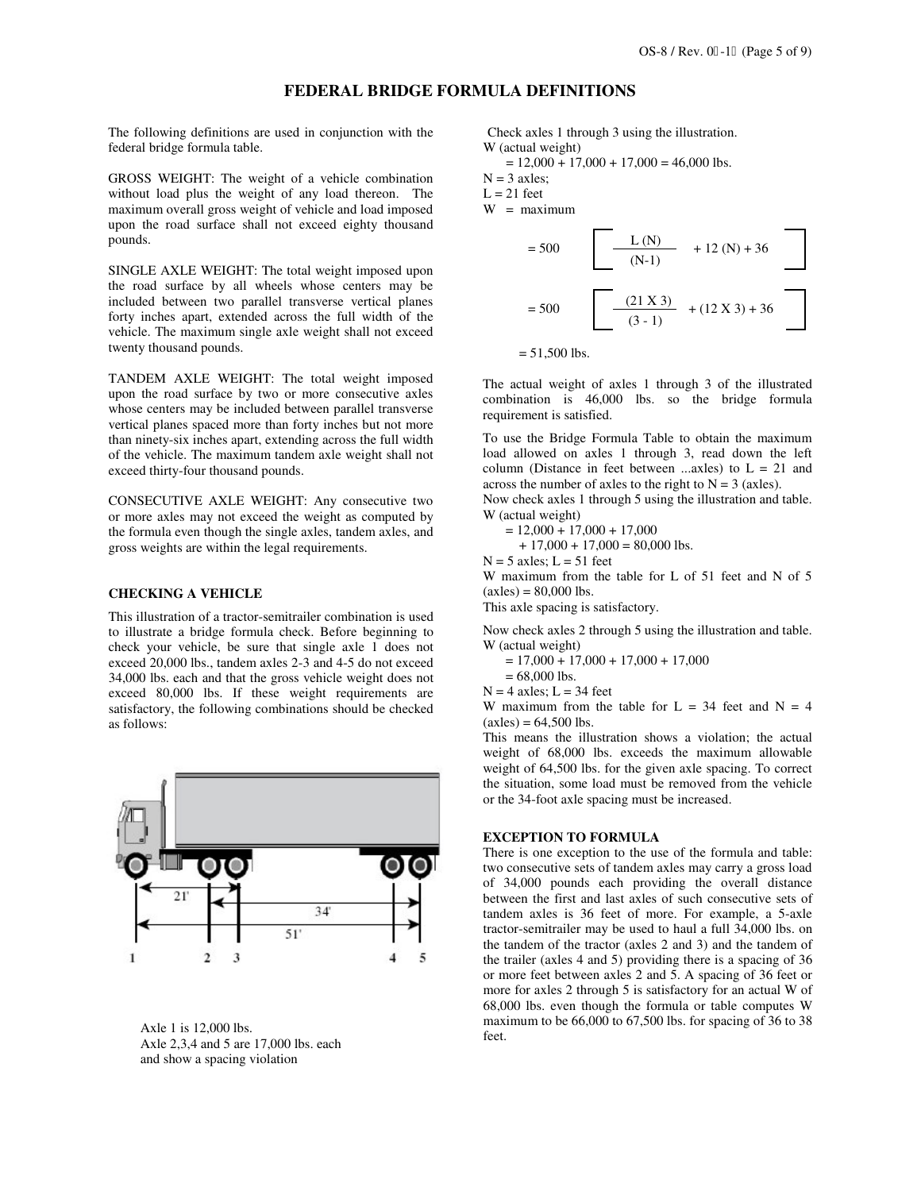# FEDERAL BRIDGE FORMULA DEFINITIONS

The following definitions are used in conjunction with the federal bridge formula table.

GROSS WEIGHT: The weight of a vehicle combination without load plus the weight of any load thereon. The maximum overall gross weight of vehicle and load imposed upon the road surface shall not exceed eighty thousand pounds.

SINGLE AXLE WEIGHT: The total weight imposed upon the road surface by all wheels whose centers may be included between two parallel transverse vertical planes forty inches apart, extended across the full width of the vehicle. The maximum single axle weight shall not exceed twenty thousand pounds.

TANDEM AXLE WEIGHT: The total weight imposed upon the road surface by two or more consecutive axles whose centers may be included between parallel transverse vertical planes spaced more than forty inches but not more than ninety-six inches apart, extending across the full width of the vehicle. The maximum tandem axle weight shall not exceed thirty-four thousand pounds.

CONSECUTIVE AXLE WEIGHT: Any consecutive two or more axles may not exceed the weight as computed by the formula even though the single axles, tandem axles, and gross weights are within the legal requirements.

### CHECKING A VEHICLE

This illustration of a tractor-semitrailer combination is used to illustrate a bridge formula check. Before beginning to check your vehicle, be sure that single axle 1 does not exceed 20,000 lbs., tandem axles 2-3 and 4-5 do not exceed 34,000 lbs. each and that the gross vehicle weight does not exceed 80,000 lbs. If these weight requirements are satisfactory, the following combinations should be checked as follows:

21'  34'  51'

1  2  3  4  5

Axle 1 is 12,000 lbs.
Axle 2,3,4 and 5 are 17,000 lbs. each and show a spacing violation

Check axles 1 through 3 using the illustration.
W (actual weight)
= 12,000 + 17,000 + 17,000 = 46,000 lbs.
N = 3 axles;
L = 21 feet
W = maximum

$$= 500 \left[ \frac{L(N)}{(N-1)} + 12(N) + 36 \right]$$

$$= 500 \left[ \frac{(21 \times 3)}{(3-1)} + (12 \times 3) + 36 \right]$$

= 51,500 lbs.

The actual weight of axles 1 through 3 of the illustrated combination is 46,000 lbs. so the bridge formula requirement is satisfied.

To use the Bridge Formula Table to obtain the maximum load allowed on axles 1 through 3, read down the left column (Distance in feet between ...axles) to L = 21 and across the number of axles to the right to N = 3 (axles).

Now check axles 1 through 5 using the illustration and table.
W (actual weight)
= 12,000 + 17,000 + 17,000
+ 17,000 + 17,000 = 80,000 lbs.
N = 5 axles; L = 51 feet
W maximum from the table for L of 51 feet and N of 5 (axles) = 80,000 lbs.
This axle spacing is satisfactory.

Now check axles 2 through 5 using the illustration and table.
W (actual weight)
= 17,000 + 17,000 + 17,000 + 17,000
= 68,000 lbs.
N = 4 axles; L = 34 feet
W maximum from the table for L = 34 feet and N = 4 (axles) = 64,500 lbs.
This means the illustration shows a violation; the actual weight of 68,000 lbs. exceeds the maximum allowable weight of 64,500 lbs. for the given axle spacing. To correct the situation, some load must be removed from the vehicle or the 34-foot axle spacing must be increased.

### EXCEPTION TO FORMULA

There is one exception to the use of the formula and table: two consecutive sets of tandem axles may carry a gross load of 34,000 pounds each providing the overall distance between the first and last axles of such consecutive sets of tandem axles is 36 feet of more. For example, a 5-axle tractor-semitrailer may be used to haul a full 34,000 lbs. on the tandem of the tractor (axles 2 and 3) and the tandem of the trailer (axles 4 and 5) providing there is a spacing of 36 or more feet between axles 2 and 5. A spacing of 36 feet or more for axles 2 through 5 is satisfactory for an actual W of 68,000 lbs. even though the formula or table computes W maximum to be 66,000 to 67,500 lbs. for spacing of 36 to 38 feet.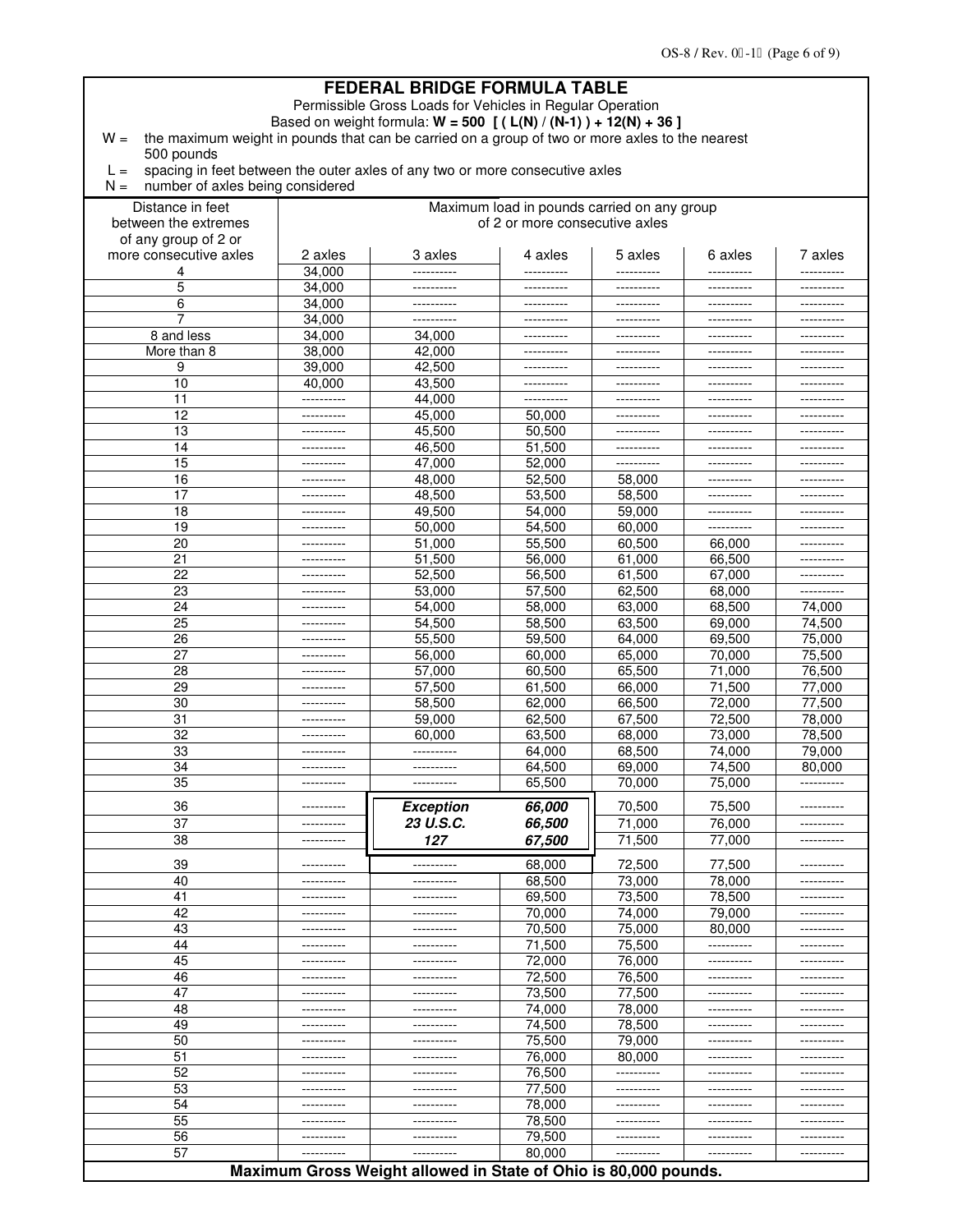## FEDERAL BRIDGE FORMULA TABLE

Permissible Gross Loads for Vehicles in Regular Operation

Based on weight formula: **$W = 500 \; [ ( L(N) / (N-1) ) + 12(N) + 36 ]$**

W = the maximum weight in pounds that can be carried on a group of two or more axles to the nearest 500 pounds

L = spacing in feet between the outer axles of any two or more consecutive axles

N = number of axles being considered

| Distance in feet between the extremes of any group of 2 or more consecutive axles | Maximum load in pounds carried on any group of 2 or more consecutive axles | | | | | |
|---|---|---|---|---|---|---|
| | 2 axles | 3 axles | 4 axles | 5 axles | 6 axles | 7 axles |
| 4 | 34,000 | ---------- | ---------- | ---------- | ---------- | ---------- |
| 5 | 34,000 | ---------- | ---------- | ---------- | ---------- | ---------- |
| 6 | 34,000 | ---------- | ---------- | ---------- | ---------- | ---------- |
| 7 | 34,000 | ---------- | ---------- | ---------- | ---------- | ---------- |
| 8 and less | 34,000 | 34,000 | ---------- | ---------- | ---------- | ---------- |
| More than 8 | 38,000 | 42,000 | ---------- | ---------- | ---------- | ---------- |
| 9 | 39,000 | 42,500 | ---------- | ---------- | ---------- | ---------- |
| 10 | 40,000 | 43,500 | ---------- | ---------- | ---------- | ---------- |
| 11 | ---------- | 44,000 | ---------- | ---------- | ---------- | ---------- |
| 12 | ---------- | 45,000 | 50,000 | ---------- | ---------- | ---------- |
| 13 | ---------- | 45,500 | 50,500 | ---------- | ---------- | ---------- |
| 14 | ---------- | 46,500 | 51,500 | ---------- | ---------- | ---------- |
| 15 | ---------- | 47,000 | 52,000 | ---------- | ---------- | ---------- |
| 16 | ---------- | 48,000 | 52,500 | 58,000 | ---------- | ---------- |
| 17 | ---------- | 48,500 | 53,500 | 58,500 | ---------- | ---------- |
| 18 | ---------- | 49,500 | 54,000 | 59,000 | ---------- | ---------- |
| 19 | ---------- | 50,000 | 54,500 | 60,000 | ---------- | ---------- |
| 20 | ---------- | 51,000 | 55,500 | 60,500 | 66,000 | ---------- |
| 21 | ---------- | 51,500 | 56,000 | 61,000 | 66,500 | ---------- |
| 22 | ---------- | 52,500 | 56,500 | 61,500 | 67,000 | ---------- |
| 23 | ---------- | 53,000 | 57,500 | 62,500 | 68,000 | ---------- |
| 24 | ---------- | 54,000 | 58,000 | 63,000 | 68,500 | 74,000 |
| 25 | ---------- | 54,500 | 58,500 | 63,500 | 69,000 | 74,500 |
| 26 | ---------- | 55,500 | 59,500 | 64,000 | 69,500 | 75,000 |
| 27 | ---------- | 56,000 | 60,000 | 65,000 | 70,000 | 75,500 |
| 28 | ---------- | 57,000 | 60,500 | 65,500 | 71,000 | 76,500 |
| 29 | ---------- | 57,500 | 61,500 | 66,000 | 71,500 | 77,000 |
| 30 | ---------- | 58,500 | 62,000 | 66,500 | 72,000 | 77,500 |
| 31 | ---------- | 59,000 | 62,500 | 67,500 | 72,500 | 78,000 |
| 32 | ---------- | 60,000 | 63,500 | 68,000 | 73,000 | 78,500 |
| 33 | ---------- | ---------- | 64,000 | 68,500 | 74,000 | 79,000 |
| 34 | ---------- | ---------- | 64,500 | 69,000 | 74,500 | 80,000 |
| 35 | ---------- | ---------- | 65,500 | 70,000 | 75,000 | ---------- |
| 36 | ---------- | ***Exception*** | ***66,000*** | 70,500 | 75,500 | ---------- |
| 37 | ---------- | ***23 U.S.C.*** | ***66,500*** | 71,000 | 76,000 | ---------- |
| 38 | ---------- | ***127*** | ***67,500*** | 71,500 | 77,000 | ---------- |
| 39 | ---------- | ---------- | 68,000 | 72,500 | 77,500 | ---------- |
| 40 | ---------- | ---------- | 68,500 | 73,000 | 78,000 | ---------- |
| 41 | ---------- | ---------- | 69,500 | 73,500 | 78,500 | ---------- |
| 42 | ---------- | ---------- | 70,000 | 74,000 | 79,000 | ---------- |
| 43 | ---------- | ---------- | 70,500 | 75,000 | 80,000 | ---------- |
| 44 | ---------- | ---------- | 71,500 | 75,500 | ---------- | ---------- |
| 45 | ---------- | ---------- | 72,000 | 76,000 | ---------- | ---------- |
| 46 | ---------- | ---------- | 72,500 | 76,500 | ---------- | ---------- |
| 47 | ---------- | ---------- | 73,500 | 77,500 | ---------- | ---------- |
| 48 | ---------- | ---------- | 74,000 | 78,000 | ---------- | ---------- |
| 49 | ---------- | ---------- | 74,500 | 78,500 | ---------- | ---------- |
| 50 | ---------- | ---------- | 75,500 | 79,000 | ---------- | ---------- |
| 51 | ---------- | ---------- | 76,000 | 80,000 | ---------- | ---------- |
| 52 | ---------- | ---------- | 76,500 | ---------- | ---------- | ---------- |
| 53 | ---------- | ---------- | 77,500 | ---------- | ---------- | ---------- |
| 54 | ---------- | ---------- | 78,000 | ---------- | ---------- | ---------- |
| 55 | ---------- | ---------- | 78,500 | ---------- | ---------- | ---------- |
| 56 | ---------- | ---------- | 79,500 | ---------- | ---------- | ---------- |
| 57 | ---------- | ---------- | 80,000 | ---------- | ---------- | ---------- |

**Maximum Gross Weight allowed in State of Ohio is 80,000 pounds.**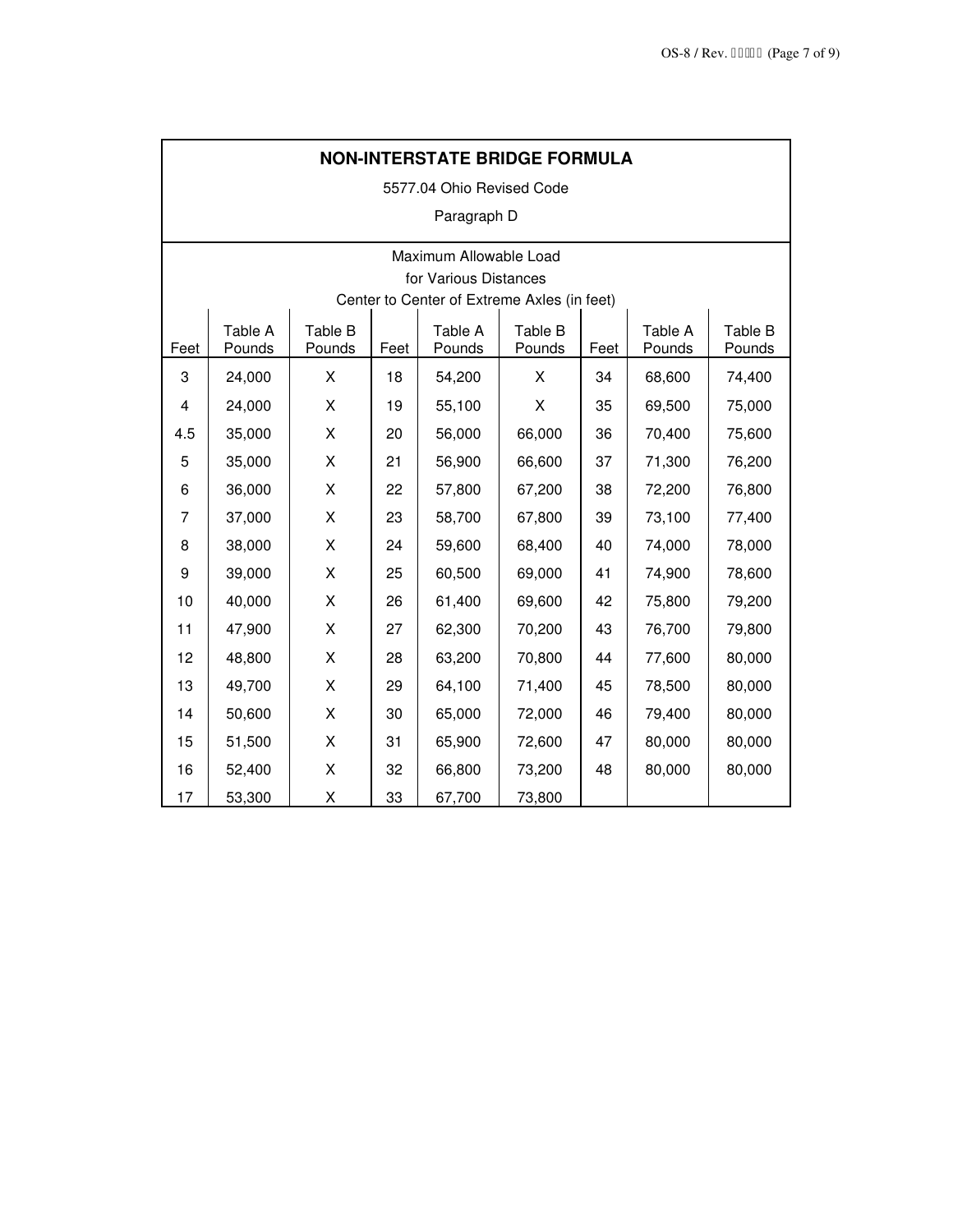## NON-INTERSTATE BRIDGE FORMULA

5577.04 Ohio Revised Code

Paragraph D

Maximum Allowable Load
for Various Distances
Center to Center of Extreme Axles (in feet)

| Feet | Table A Pounds | Table B Pounds | Feet | Table A Pounds | Table B Pounds | Feet | Table A Pounds | Table B Pounds |
|---|---|---|---|---|---|---|---|---|
| 3 | 24,000 | X | 18 | 54,200 | X | 34 | 68,600 | 74,400 |
| 4 | 24,000 | X | 19 | 55,100 | X | 35 | 69,500 | 75,000 |
| 4.5 | 35,000 | X | 20 | 56,000 | 66,000 | 36 | 70,400 | 75,600 |
| 5 | 35,000 | X | 21 | 56,900 | 66,600 | 37 | 71,300 | 76,200 |
| 6 | 36,000 | X | 22 | 57,800 | 67,200 | 38 | 72,200 | 76,800 |
| 7 | 37,000 | X | 23 | 58,700 | 67,800 | 39 | 73,100 | 77,400 |
| 8 | 38,000 | X | 24 | 59,600 | 68,400 | 40 | 74,000 | 78,000 |
| 9 | 39,000 | X | 25 | 60,500 | 69,000 | 41 | 74,900 | 78,600 |
| 10 | 40,000 | X | 26 | 61,400 | 69,600 | 42 | 75,800 | 79,200 |
| 11 | 47,900 | X | 27 | 62,300 | 70,200 | 43 | 76,700 | 79,800 |
| 12 | 48,800 | X | 28 | 63,200 | 70,800 | 44 | 77,600 | 80,000 |
| 13 | 49,700 | X | 29 | 64,100 | 71,400 | 45 | 78,500 | 80,000 |
| 14 | 50,600 | X | 30 | 65,000 | 72,000 | 46 | 79,400 | 80,000 |
| 15 | 51,500 | X | 31 | 65,900 | 72,600 | 47 | 80,000 | 80,000 |
| 16 | 52,400 | X | 32 | 66,800 | 73,200 | 48 | 80,000 | 80,000 |
| 17 | 53,300 | X | 33 | 67,700 | 73,800 | | | |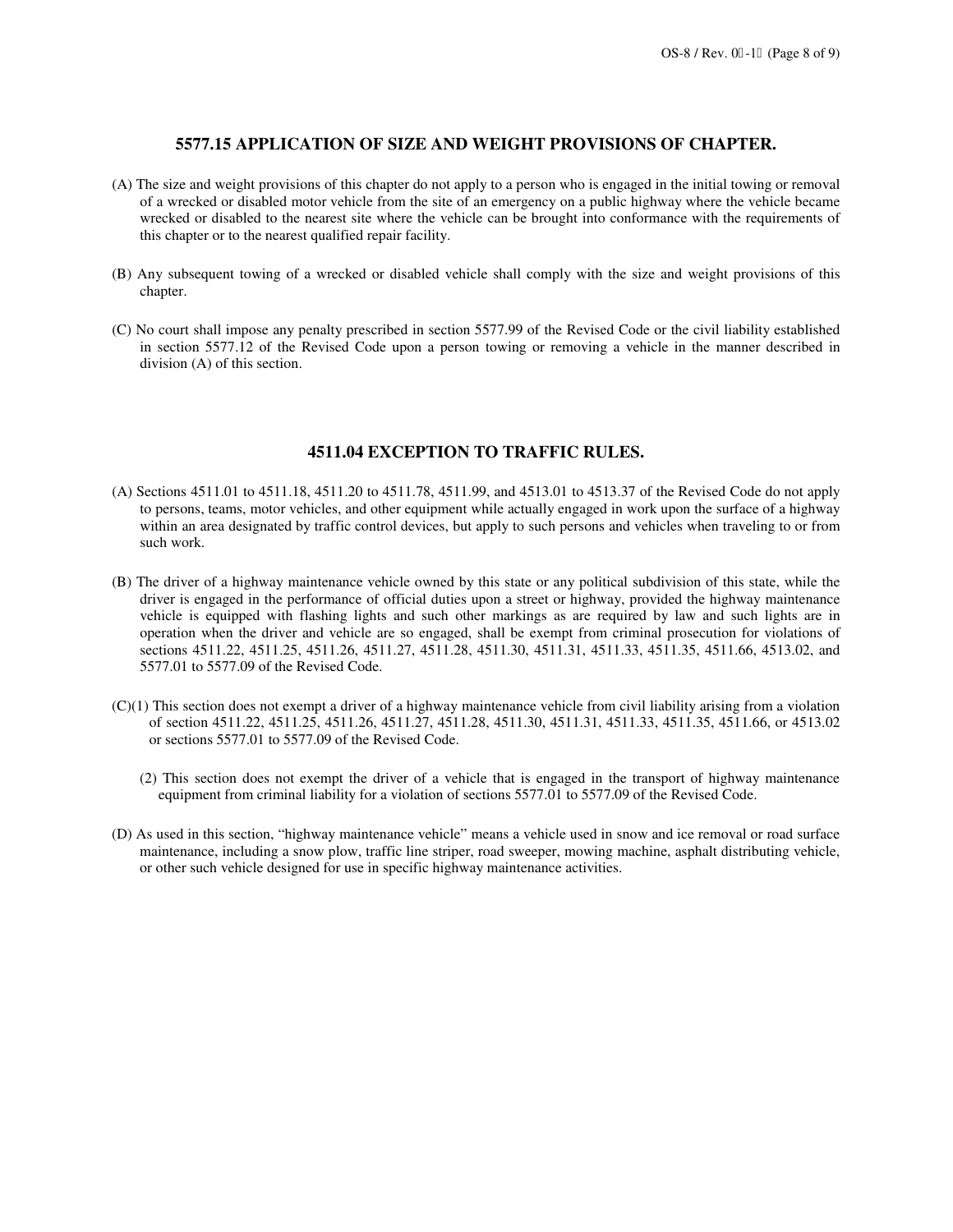## 5577.15 APPLICATION OF SIZE AND WEIGHT PROVISIONS OF CHAPTER.

(A) The size and weight provisions of this chapter do not apply to a person who is engaged in the initial towing or removal of a wrecked or disabled motor vehicle from the site of an emergency on a public highway where the vehicle became wrecked or disabled to the nearest site where the vehicle can be brought into conformance with the requirements of this chapter or to the nearest qualified repair facility.

(B) Any subsequent towing of a wrecked or disabled vehicle shall comply with the size and weight provisions of this chapter.

(C) No court shall impose any penalty prescribed in section 5577.99 of the Revised Code or the civil liability established in section 5577.12 of the Revised Code upon a person towing or removing a vehicle in the manner described in division (A) of this section.

## 4511.04 EXCEPTION TO TRAFFIC RULES.

(A) Sections 4511.01 to 4511.18, 4511.20 to 4511.78, 4511.99, and 4513.01 to 4513.37 of the Revised Code do not apply to persons, teams, motor vehicles, and other equipment while actually engaged in work upon the surface of a highway within an area designated by traffic control devices, but apply to such persons and vehicles when traveling to or from such work.

(B) The driver of a highway maintenance vehicle owned by this state or any political subdivision of this state, while the driver is engaged in the performance of official duties upon a street or highway, provided the highway maintenance vehicle is equipped with flashing lights and such other markings as are required by law and such lights are in operation when the driver and vehicle are so engaged, shall be exempt from criminal prosecution for violations of sections 4511.22, 4511.25, 4511.26, 4511.27, 4511.28, 4511.30, 4511.31, 4511.33, 4511.35, 4511.66, 4513.02, and 5577.01 to 5577.09 of the Revised Code.

(C)(1) This section does not exempt a driver of a highway maintenance vehicle from civil liability arising from a violation of section 4511.22, 4511.25, 4511.26, 4511.27, 4511.28, 4511.30, 4511.31, 4511.33, 4511.35, 4511.66, or 4513.02 or sections 5577.01 to 5577.09 of the Revised Code.

(2) This section does not exempt the driver of a vehicle that is engaged in the transport of highway maintenance equipment from criminal liability for a violation of sections 5577.01 to 5577.09 of the Revised Code.

(D) As used in this section, "highway maintenance vehicle" means a vehicle used in snow and ice removal or road surface maintenance, including a snow plow, traffic line striper, road sweeper, mowing machine, asphalt distributing vehicle, or other such vehicle designed for use in specific highway maintenance activities.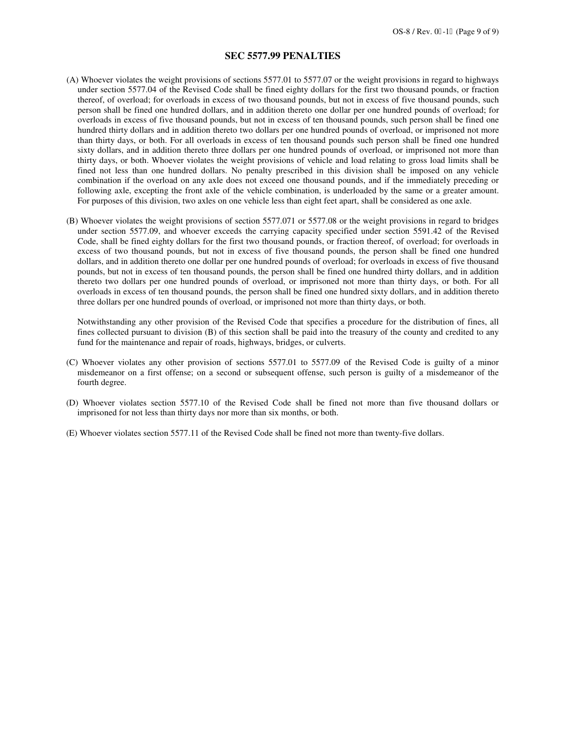## SEC 5577.99 PENALTIES

(A) Whoever violates the weight provisions of sections 5577.01 to 5577.07 or the weight provisions in regard to highways under section 5577.04 of the Revised Code shall be fined eighty dollars for the first two thousand pounds, or fraction thereof, of overload; for overloads in excess of two thousand pounds, but not in excess of five thousand pounds, such person shall be fined one hundred dollars, and in addition thereto one dollar per one hundred pounds of overload; for overloads in excess of five thousand pounds, but not in excess of ten thousand pounds, such person shall be fined one hundred thirty dollars and in addition thereto two dollars per one hundred pounds of overload, or imprisoned not more than thirty days, or both. For all overloads in excess of ten thousand pounds such person shall be fined one hundred sixty dollars, and in addition thereto three dollars per one hundred pounds of overload, or imprisoned not more than thirty days, or both. Whoever violates the weight provisions of vehicle and load relating to gross load limits shall be fined not less than one hundred dollars. No penalty prescribed in this division shall be imposed on any vehicle combination if the overload on any axle does not exceed one thousand pounds, and if the immediately preceding or following axle, excepting the front axle of the vehicle combination, is underloaded by the same or a greater amount. For purposes of this division, two axles on one vehicle less than eight feet apart, shall be considered as one axle.

(B) Whoever violates the weight provisions of section 5577.071 or 5577.08 or the weight provisions in regard to bridges under section 5577.09, and whoever exceeds the carrying capacity specified under section 5591.42 of the Revised Code, shall be fined eighty dollars for the first two thousand pounds, or fraction thereof, of overload; for overloads in excess of two thousand pounds, but not in excess of five thousand pounds, the person shall be fined one hundred dollars, and in addition thereto one dollar per one hundred pounds of overload; for overloads in excess of five thousand pounds, but not in excess of ten thousand pounds, the person shall be fined one hundred thirty dollars, and in addition thereto two dollars per one hundred pounds of overload, or imprisoned not more than thirty days, or both. For all overloads in excess of ten thousand pounds, the person shall be fined one hundred sixty dollars, and in addition thereto three dollars per one hundred pounds of overload, or imprisoned not more than thirty days, or both.

Notwithstanding any other provision of the Revised Code that specifies a procedure for the distribution of fines, all fines collected pursuant to division (B) of this section shall be paid into the treasury of the county and credited to any fund for the maintenance and repair of roads, highways, bridges, or culverts.

(C) Whoever violates any other provision of sections 5577.01 to 5577.09 of the Revised Code is guilty of a minor misdemeanor on a first offense; on a second or subsequent offense, such person is guilty of a misdemeanor of the fourth degree.

(D) Whoever violates section 5577.10 of the Revised Code shall be fined not more than five thousand dollars or imprisoned for not less than thirty days nor more than six months, or both.

(E) Whoever violates section 5577.11 of the Revised Code shall be fined not more than twenty-five dollars.